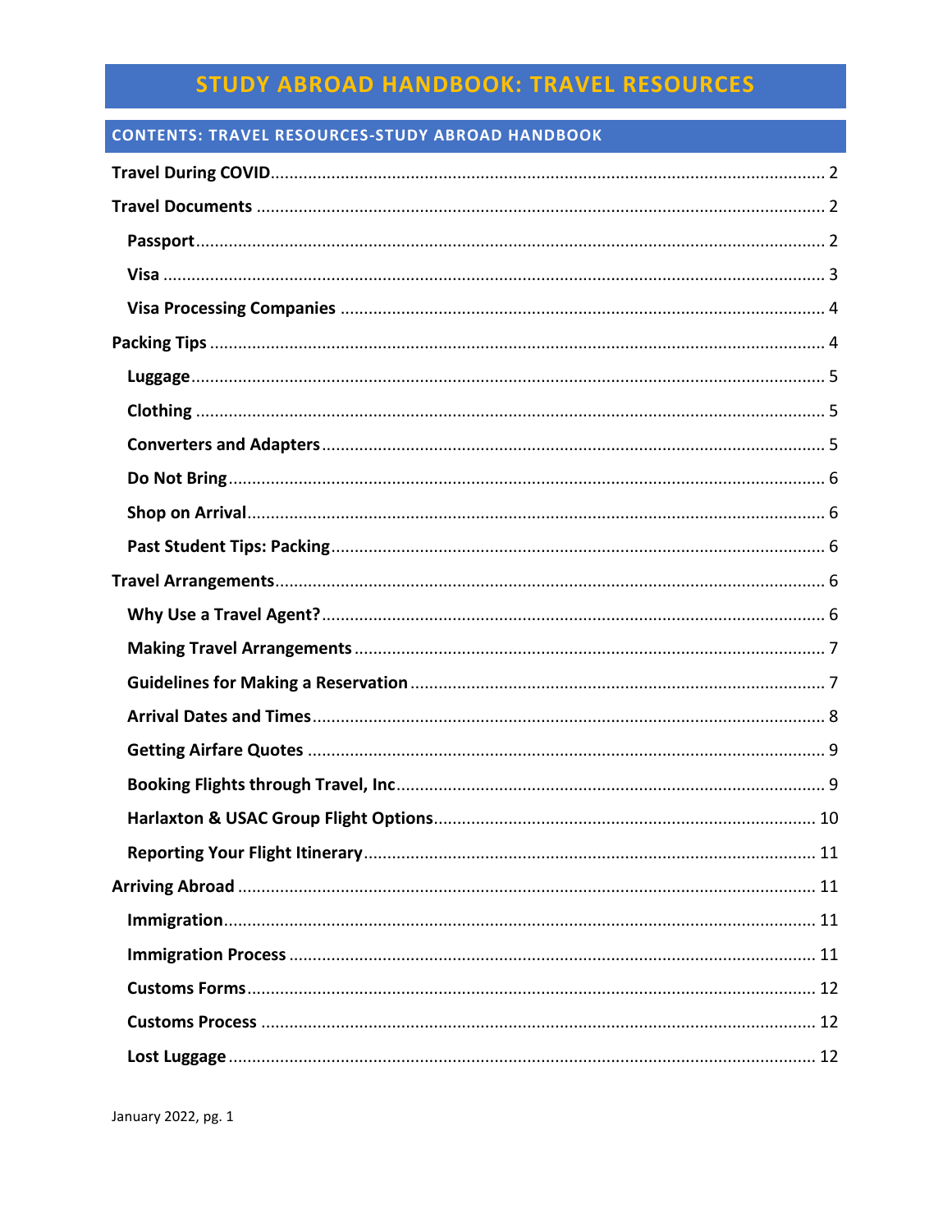# STUDY ABROAD HANDBOOK: TRAVEL RESOURCES

## CONTENTS: TRAVEL RESOURCES-STUDY ABROAD HANDBOOK

**Travel During COVID** ..... 2

**Travel Documents** ..... 2

- **Passport** ..... 2
- **Visa** ..... 3
- **Visa Processing Companies** ..... 4

**Packing Tips** ..... 4

- **Luggage** ..... 5
- **Clothing** ..... 5
- **Converters and Adapters** ..... 5
- **Do Not Bring** ..... 6
- **Shop on Arrival** ..... 6
- **Past Student Tips: Packing** ..... 6

**Travel Arrangements** ..... 6

- **Why Use a Travel Agent?** ..... 6
- **Making Travel Arrangements** ..... 7
- **Guidelines for Making a Reservation** ..... 7
- **Arrival Dates and Times** ..... 8
- **Getting Airfare Quotes** ..... 9
- **Booking Flights through Travel, Inc** ..... 9
- **Harlaxton & USAC Group Flight Options** ..... 10
- **Reporting Your Flight Itinerary** ..... 11

**Arriving Abroad** ..... 11

- **Immigration** ..... 11
- **Immigration Process** ..... 11
- **Customs Forms** ..... 12
- **Customs Process** ..... 12
- **Lost Luggage** ..... 12

January 2022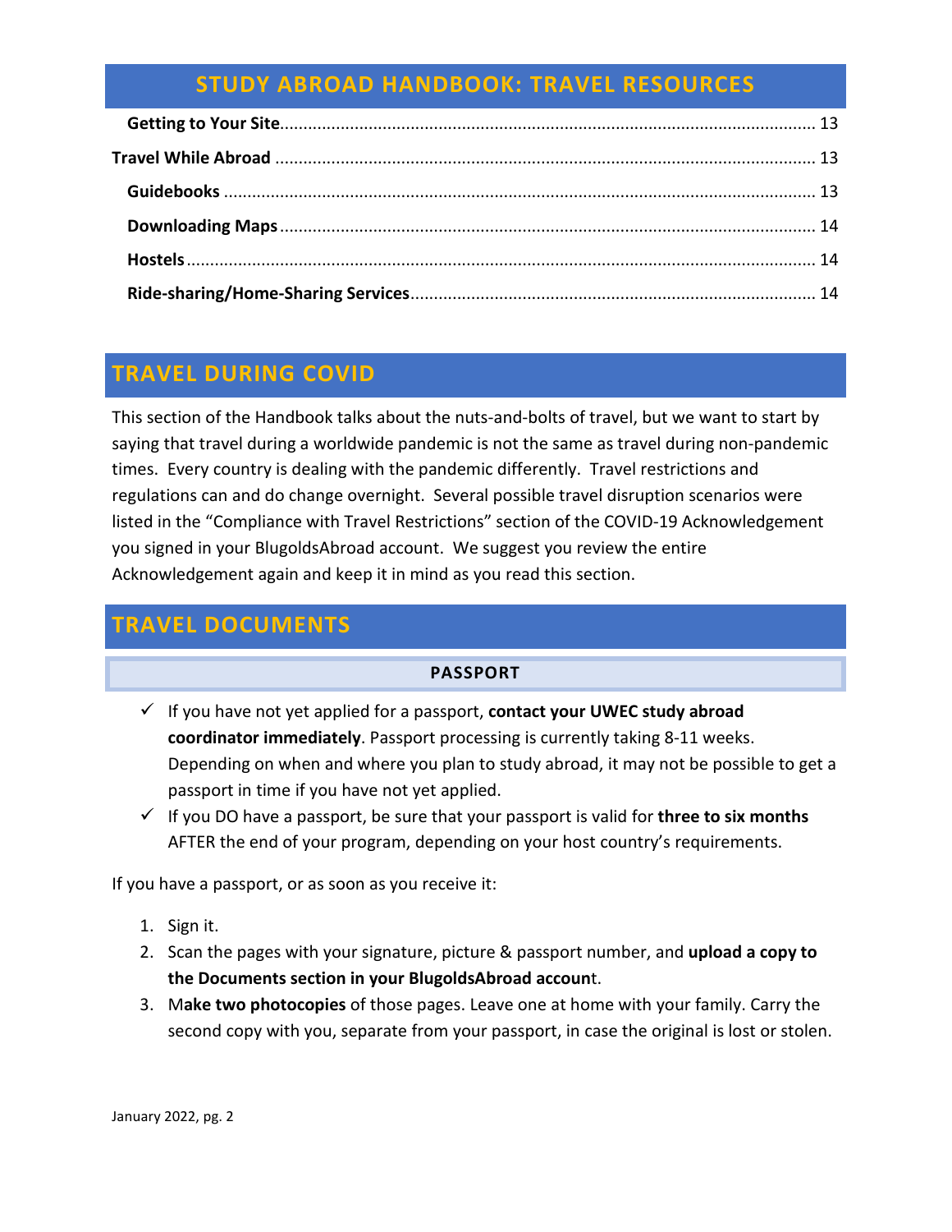# STUDY ABROAD HANDBOOK: TRAVEL RESOURCES

- **Getting to Your Site** ..... 13
- **Travel While Abroad** ..... 13
  - **Guidebooks** ..... 13
  - **Downloading Maps** ..... 14
  - **Hostels** ..... 14
  - **Ride-sharing/Home-Sharing Services** ..... 14

## TRAVEL DURING COVID

This section of the Handbook talks about the nuts-and-bolts of travel, but we want to start by saying that travel during a worldwide pandemic is not the same as travel during non-pandemic times. Every country is dealing with the pandemic differently. Travel restrictions and regulations can and do change overnight. Several possible travel disruption scenarios were listed in the "Compliance with Travel Restrictions" section of the COVID-19 Acknowledgement you signed in your BlugoldsAbroad account. We suggest you review the entire Acknowledgement again and keep it in mind as you read this section.

## TRAVEL DOCUMENTS

### PASSPORT

- ✓ If you have not yet applied for a passport, **contact your UWEC study abroad coordinator immediately**. Passport processing is currently taking 8-11 weeks. Depending on when and where you plan to study abroad, it may not be possible to get a passport in time if you have not yet applied.
- ✓ If you DO have a passport, be sure that your passport is valid for **three to six months** AFTER the end of your program, depending on your host country's requirements.

If you have a passport, or as soon as you receive it:

1. Sign it.
2. Scan the pages with your signature, picture & passport number, and **upload a copy to the Documents section in your BlugoldsAbroad accoun**t.
3. M**ake two photocopies** of those pages. Leave one at home with your family. Carry the second copy with you, separate from your passport, in case the original is lost or stolen.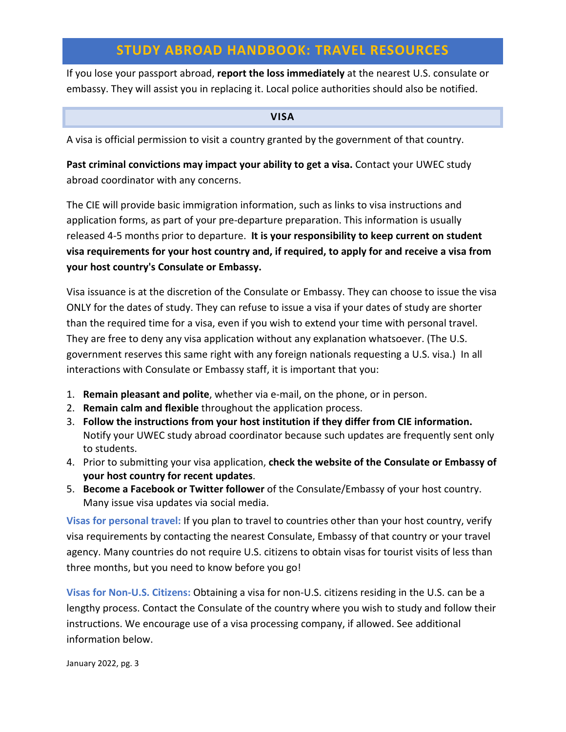# STUDY ABROAD HANDBOOK: TRAVEL RESOURCES

If you lose your passport abroad, **report the loss immediately** at the nearest U.S. consulate or embassy. They will assist you in replacing it. Local police authorities should also be notified.

## VISA

A visa is official permission to visit a country granted by the government of that country.

**Past criminal convictions may impact your ability to get a visa.** Contact your UWEC study abroad coordinator with any concerns.

The CIE will provide basic immigration information, such as links to visa instructions and application forms, as part of your pre-departure preparation. This information is usually released 4-5 months prior to departure. **It is your responsibility to keep current on student visa requirements for your host country and, if required, to apply for and receive a visa from your host country's Consulate or Embassy.**

Visa issuance is at the discretion of the Consulate or Embassy. They can choose to issue the visa ONLY for the dates of study. They can refuse to issue a visa if your dates of study are shorter than the required time for a visa, even if you wish to extend your time with personal travel. They are free to deny any visa application without any explanation whatsoever. (The U.S. government reserves this same right with any foreign nationals requesting a U.S. visa.) In all interactions with Consulate or Embassy staff, it is important that you:

1. **Remain pleasant and polite**, whether via e-mail, on the phone, or in person.
2. **Remain calm and flexible** throughout the application process.
3. **Follow the instructions from your host institution if they differ from CIE information.** Notify your UWEC study abroad coordinator because such updates are frequently sent only to students.
4. Prior to submitting your visa application, **check the website of the Consulate or Embassy of your host country for recent updates**.
5. **Become a Facebook or Twitter follower** of the Consulate/Embassy of your host country. Many issue visa updates via social media.

**Visas for personal travel:** If you plan to travel to countries other than your host country, verify visa requirements by contacting the nearest Consulate, Embassy of that country or your travel agency. Many countries do not require U.S. citizens to obtain visas for tourist visits of less than three months, but you need to know before you go!

**Visas for Non-U.S. Citizens:** Obtaining a visa for non-U.S. citizens residing in the U.S. can be a lengthy process. Contact the Consulate of the country where you wish to study and follow their instructions. We encourage use of a visa processing company, if allowed. See additional information below.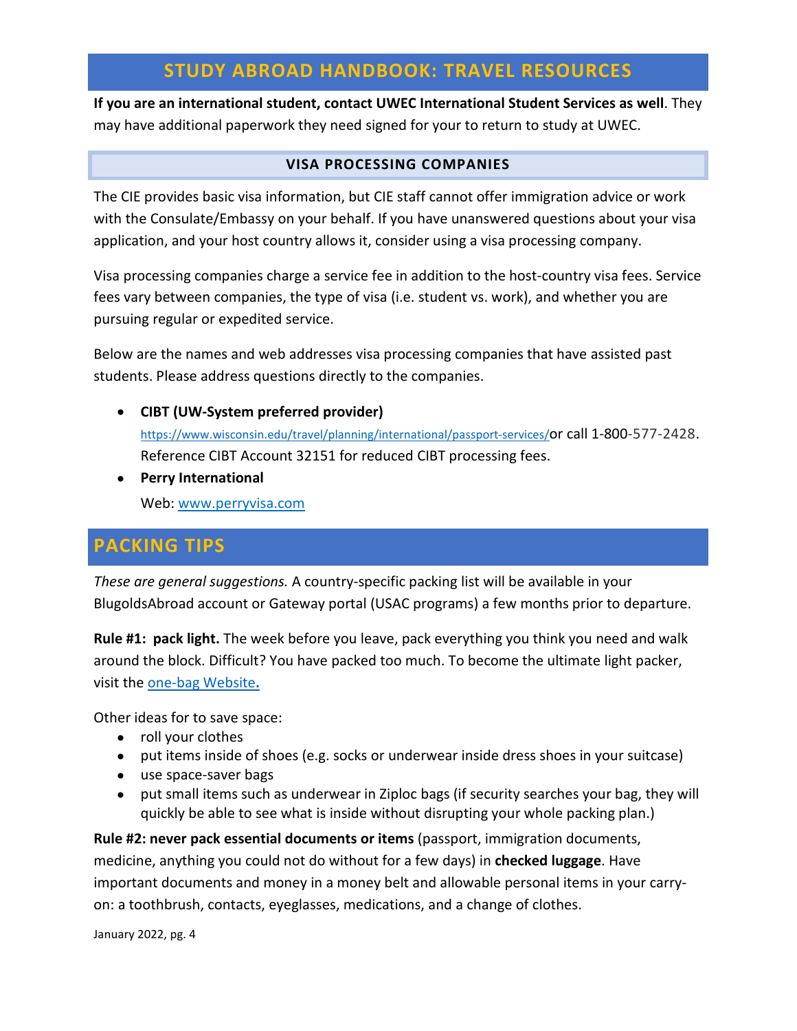## STUDY ABROAD HANDBOOK: TRAVEL RESOURCES

**If you are an international student, contact UWEC International Student Services as well**. They may have additional paperwork they need signed for your to return to study at UWEC.

### VISA PROCESSING COMPANIES

The CIE provides basic visa information, but CIE staff cannot offer immigration advice or work with the Consulate/Embassy on your behalf. If you have unanswered questions about your visa application, and your host country allows it, consider using a visa processing company.

Visa processing companies charge a service fee in addition to the host-country visa fees. Service fees vary between companies, the type of visa (i.e. student vs. work), and whether you are pursuing regular or expedited service.

Below are the names and web addresses visa processing companies that have assisted past students. Please address questions directly to the companies.

- **CIBT (UW-System preferred provider)**
  [https://www.wisconsin.edu/travel/planning/international/passport-services/](https://www.wisconsin.edu/travel/planning/international/passport-services/)or call 1-800-577-2428. Reference CIBT Account 32151 for reduced CIBT processing fees.
- **Perry International**
  Web: [www.perryvisa.com](http://www.perryvisa.com)

## PACKING TIPS

*These are general suggestions.* A country-specific packing list will be available in your BlugoldsAbroad account or Gateway portal (USAC programs) a few months prior to departure.

**Rule #1: pack light.** The week before you leave, pack everything you think you need and walk around the block. Difficult? You have packed too much. To become the ultimate light packer, visit the [one-bag Website](#)**.**

Other ideas for to save space:

- roll your clothes
- put items inside of shoes (e.g. socks or underwear inside dress shoes in your suitcase)
- use space-saver bags
- put small items such as underwear in Ziploc bags (if security searches your bag, they will quickly be able to see what is inside without disrupting your whole packing plan.)

**Rule #2: never pack essential documents or items** (passport, immigration documents, medicine, anything you could not do without for a few days) in **checked luggage**. Have important documents and money in a money belt and allowable personal items in your carry-on: a toothbrush, contacts, eyeglasses, medications, and a change of clothes.

January 2022, pg. 4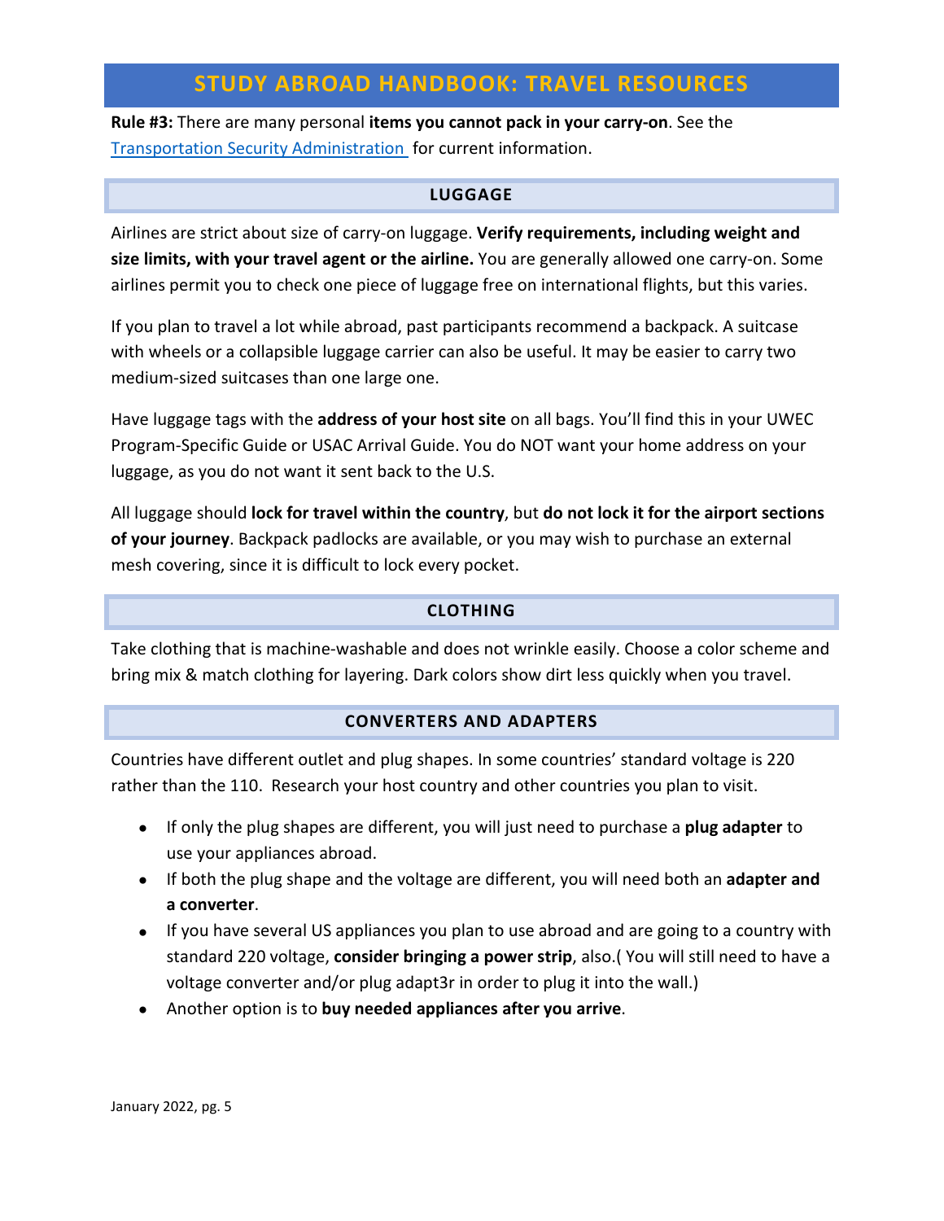# STUDY ABROAD HANDBOOK: TRAVEL RESOURCES

**Rule #3:** There are many personal **items you cannot pack in your carry-on**. See the [Transportation Security Administration](#) for current information.

## LUGGAGE

Airlines are strict about size of carry-on luggage. **Verify requirements, including weight and size limits, with your travel agent or the airline.** You are generally allowed one carry-on. Some airlines permit you to check one piece of luggage free on international flights, but this varies.

If you plan to travel a lot while abroad, past participants recommend a backpack. A suitcase with wheels or a collapsible luggage carrier can also be useful. It may be easier to carry two medium-sized suitcases than one large one.

Have luggage tags with the **address of your host site** on all bags. You'll find this in your UWEC Program-Specific Guide or USAC Arrival Guide. You do NOT want your home address on your luggage, as you do not want it sent back to the U.S.

All luggage should **lock for travel within the country**, but **do not lock it for the airport sections of your journey**. Backpack padlocks are available, or you may wish to purchase an external mesh covering, since it is difficult to lock every pocket.

## CLOTHING

Take clothing that is machine-washable and does not wrinkle easily. Choose a color scheme and bring mix & match clothing for layering. Dark colors show dirt less quickly when you travel.

## CONVERTERS AND ADAPTERS

Countries have different outlet and plug shapes. In some countries' standard voltage is 220 rather than the 110. Research your host country and other countries you plan to visit.

- If only the plug shapes are different, you will just need to purchase a **plug adapter** to use your appliances abroad.
- If both the plug shape and the voltage are different, you will need both an **adapter and a converter**.
- If you have several US appliances you plan to use abroad and are going to a country with standard 220 voltage, **consider bringing a power strip**, also.( You will still need to have a voltage converter and/or plug adapt3r in order to plug it into the wall.)
- Another option is to **buy needed appliances after you arrive**.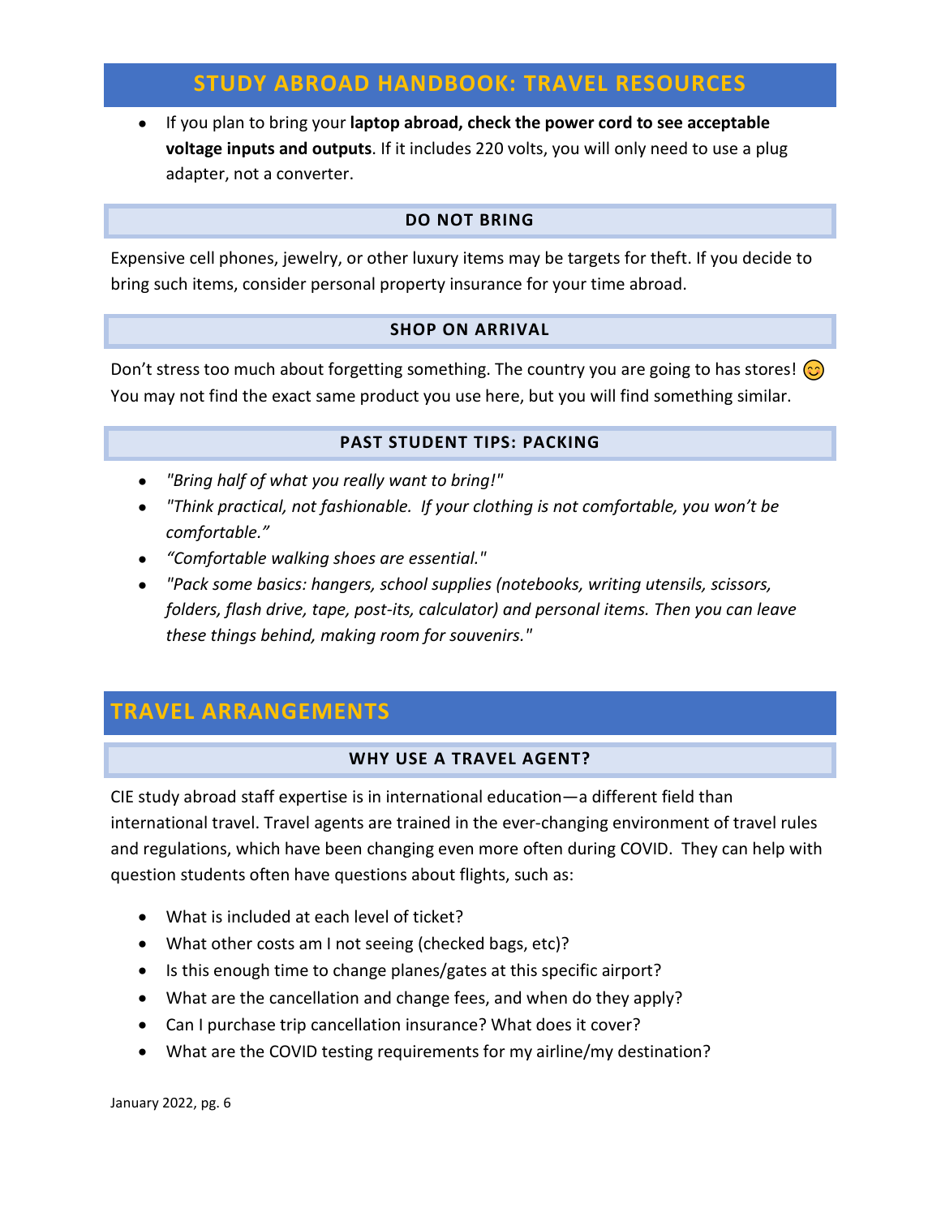## STUDY ABROAD HANDBOOK: TRAVEL RESOURCES

- If you plan to bring your **laptop abroad, check the power cord to see acceptable voltage inputs and outputs**. If it includes 220 volts, you will only need to use a plug adapter, not a converter.

### DO NOT BRING

Expensive cell phones, jewelry, or other luxury items may be targets for theft. If you decide to bring such items, consider personal property insurance for your time abroad.

### SHOP ON ARRIVAL

Don't stress too much about forgetting something. The country you are going to has stores! 😊 You may not find the exact same product you use here, but you will find something similar.

### PAST STUDENT TIPS: PACKING

- *"Bring half of what you really want to bring!"*
- *"Think practical, not fashionable. If your clothing is not comfortable, you won't be comfortable."*
- *"Comfortable walking shoes are essential."*
- *"Pack some basics: hangers, school supplies (notebooks, writing utensils, scissors, folders, flash drive, tape, post-its, calculator) and personal items. Then you can leave these things behind, making room for souvenirs."*

## TRAVEL ARRANGEMENTS

### WHY USE A TRAVEL AGENT?

CIE study abroad staff expertise is in international education—a different field than international travel. Travel agents are trained in the ever-changing environment of travel rules and regulations, which have been changing even more often during COVID. They can help with question students often have questions about flights, such as:

- What is included at each level of ticket?
- What other costs am I not seeing (checked bags, etc)?
- Is this enough time to change planes/gates at this specific airport?
- What are the cancellation and change fees, and when do they apply?
- Can I purchase trip cancellation insurance? What does it cover?
- What are the COVID testing requirements for my airline/my destination?

January 2022, pg. 6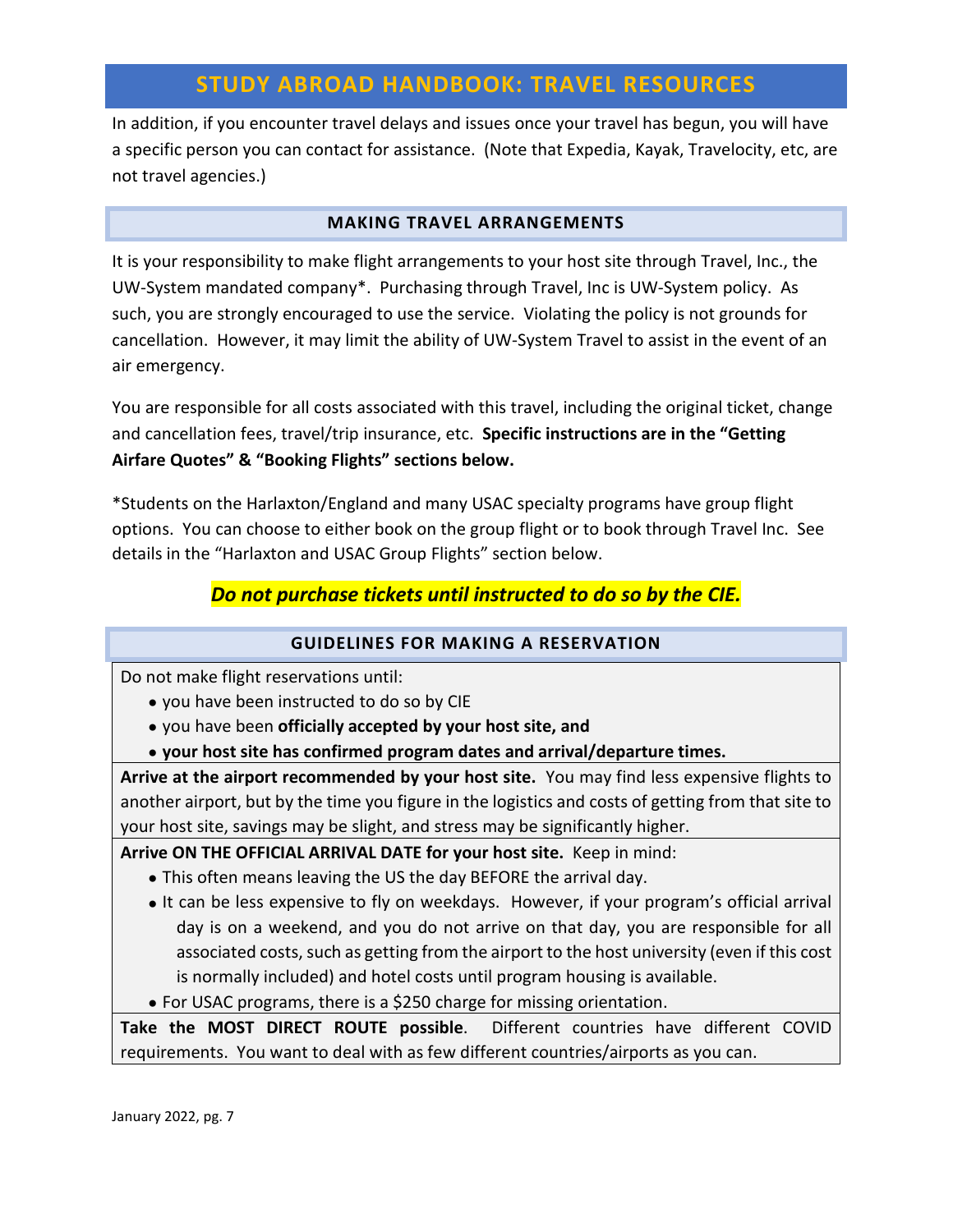In addition, if you encounter travel delays and issues once your travel has begun, you will have a specific person you can contact for assistance. (Note that Expedia, Kayak, Travelocity, etc, are not travel agencies.)

## MAKING TRAVEL ARRANGEMENTS

It is your responsibility to make flight arrangements to your host site through Travel, Inc., the UW-System mandated company*. Purchasing through Travel, Inc is UW-System policy. As such, you are strongly encouraged to use the service. Violating the policy is not grounds for cancellation. However, it may limit the ability of UW-System Travel to assist in the event of an air emergency.

You are responsible for all costs associated with this travel, including the original ticket, change and cancellation fees, travel/trip insurance, etc. **Specific instructions are in the "Getting Airfare Quotes" & "Booking Flights" sections below.**

*Students on the Harlaxton/England and many USAC specialty programs have group flight options. You can choose to either book on the group flight or to book through Travel Inc. See details in the "Harlaxton and USAC Group Flights" section below.

***Do not purchase tickets until instructed to do so by the CIE.***

## GUIDELINES FOR MAKING A RESERVATION

Do not make flight reservations until:

- you have been instructed to do so by CIE
- you have been **officially accepted by your host site, and**
- **your host site has confirmed program dates and arrival/departure times.**

**Arrive at the airport recommended by your host site.** You may find less expensive flights to another airport, but by the time you figure in the logistics and costs of getting from that site to your host site, savings may be slight, and stress may be significantly higher.

**Arrive ON THE OFFICIAL ARRIVAL DATE for your host site.** Keep in mind:

- This often means leaving the US the day BEFORE the arrival day.
- It can be less expensive to fly on weekdays. However, if your program's official arrival day is on a weekend, and you do not arrive on that day, you are responsible for all associated costs, such as getting from the airport to the host university (even if this cost is normally included) and hotel costs until program housing is available.
- For USAC programs, there is a $250 charge for missing orientation.

**Take the MOST DIRECT ROUTE possible**. Different countries have different COVID requirements. You want to deal with as few different countries/airports as you can.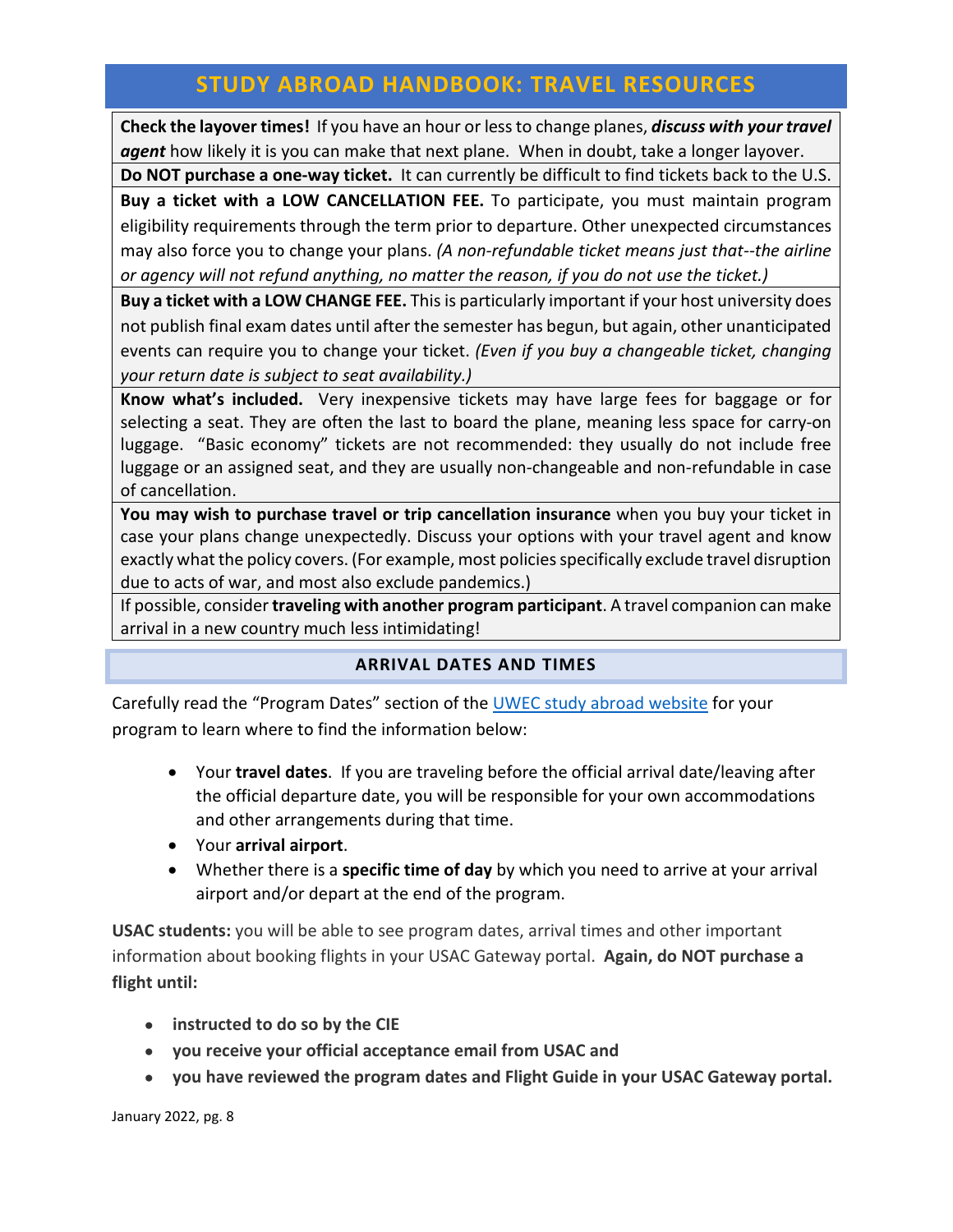# STUDY ABROAD HANDBOOK: TRAVEL RESOURCES

**Check the layover times!** If you have an hour or less to change planes, ***discuss with your travel agent*** how likely it is you can make that next plane. When in doubt, take a longer layover.

**Do NOT purchase a one-way ticket.** It can currently be difficult to find tickets back to the U.S.

**Buy a ticket with a LOW CANCELLATION FEE.** To participate, you must maintain program eligibility requirements through the term prior to departure. Other unexpected circumstances may also force you to change your plans. *(A non-refundable ticket means just that--the airline or agency will not refund anything, no matter the reason, if you do not use the ticket.)*

**Buy a ticket with a LOW CHANGE FEE.** This is particularly important if your host university does not publish final exam dates until after the semester has begun, but again, other unanticipated events can require you to change your ticket. *(Even if you buy a changeable ticket, changing your return date is subject to seat availability.)*

**Know what's included.** Very inexpensive tickets may have large fees for baggage or for selecting a seat. They are often the last to board the plane, meaning less space for carry-on luggage. "Basic economy" tickets are not recommended: they usually do not include free luggage or an assigned seat, and they are usually non-changeable and non-refundable in case of cancellation.

**You may wish to purchase travel or trip cancellation insurance** when you buy your ticket in case your plans change unexpectedly. Discuss your options with your travel agent and know exactly what the policy covers. (For example, most policies specifically exclude travel disruption due to acts of war, and most also exclude pandemics.)

If possible, consider **traveling with another program participant**. A travel companion can make arrival in a new country much less intimidating!

## ARRIVAL DATES AND TIMES

Carefully read the "Program Dates" section of the UWEC study abroad website for your program to learn where to find the information below:

- Your **travel dates**. If you are traveling before the official arrival date/leaving after the official departure date, you will be responsible for your own accommodations and other arrangements during that time.
- Your **arrival airport**.
- Whether there is a **specific time of day** by which you need to arrive at your arrival airport and/or depart at the end of the program.

**USAC students:** you will be able to see program dates, arrival times and other important information about booking flights in your USAC Gateway portal. **Again, do NOT purchase a flight until:**

- **instructed to do so by the CIE**
- **you receive your official acceptance email from USAC and**
- **you have reviewed the program dates and Flight Guide in your USAC Gateway portal.**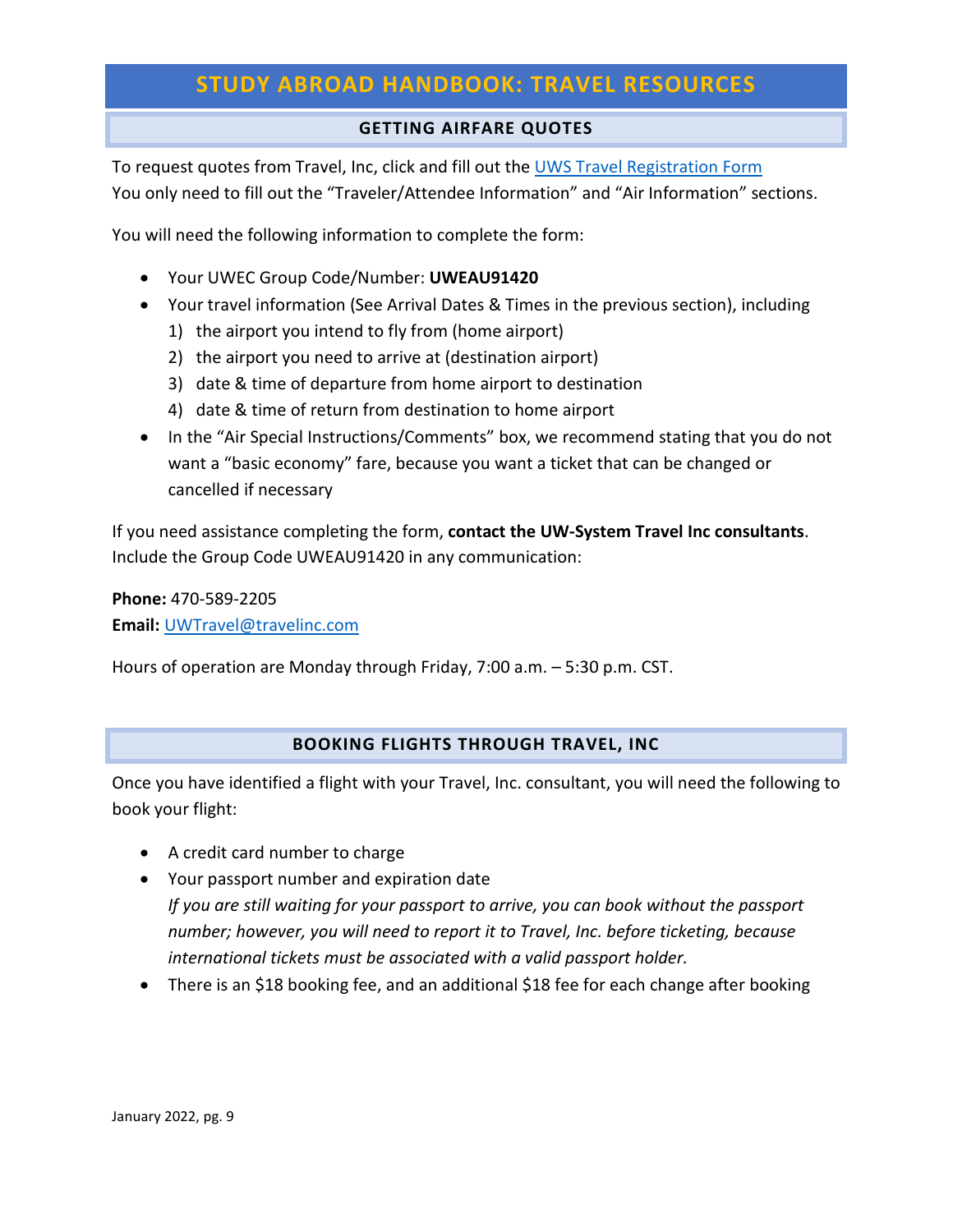# STUDY ABROAD HANDBOOK: TRAVEL RESOURCES

## GETTING AIRFARE QUOTES

To request quotes from Travel, Inc, click and fill out the [UWS Travel Registration Form](#)
You only need to fill out the "Traveler/Attendee Information" and "Air Information" sections.

You will need the following information to complete the form:

- Your UWEC Group Code/Number: **UWEAU91420**
- Your travel information (See Arrival Dates & Times in the previous section), including
  1) the airport you intend to fly from (home airport)
  2) the airport you need to arrive at (destination airport)
  3) date & time of departure from home airport to destination
  4) date & time of return from destination to home airport
- In the "Air Special Instructions/Comments" box, we recommend stating that you do not want a "basic economy" fare, because you want a ticket that can be changed or cancelled if necessary

If you need assistance completing the form, **contact the UW-System Travel Inc consultants**. Include the Group Code UWEAU91420 in any communication:

**Phone:** 470-589-2205
**Email:** [UWTravel@travelinc.com](mailto:UWTravel@travelinc.com)

Hours of operation are Monday through Friday, 7:00 a.m. – 5:30 p.m. CST.

## BOOKING FLIGHTS THROUGH TRAVEL, INC

Once you have identified a flight with your Travel, Inc. consultant, you will need the following to book your flight:

- A credit card number to charge
- Your passport number and expiration date
  *If you are still waiting for your passport to arrive, you can book without the passport number; however, you will need to report it to Travel, Inc. before ticketing, because international tickets must be associated with a valid passport holder.*
- There is an $18 booking fee, and an additional $18 fee for each change after booking

January 2022, pg. 9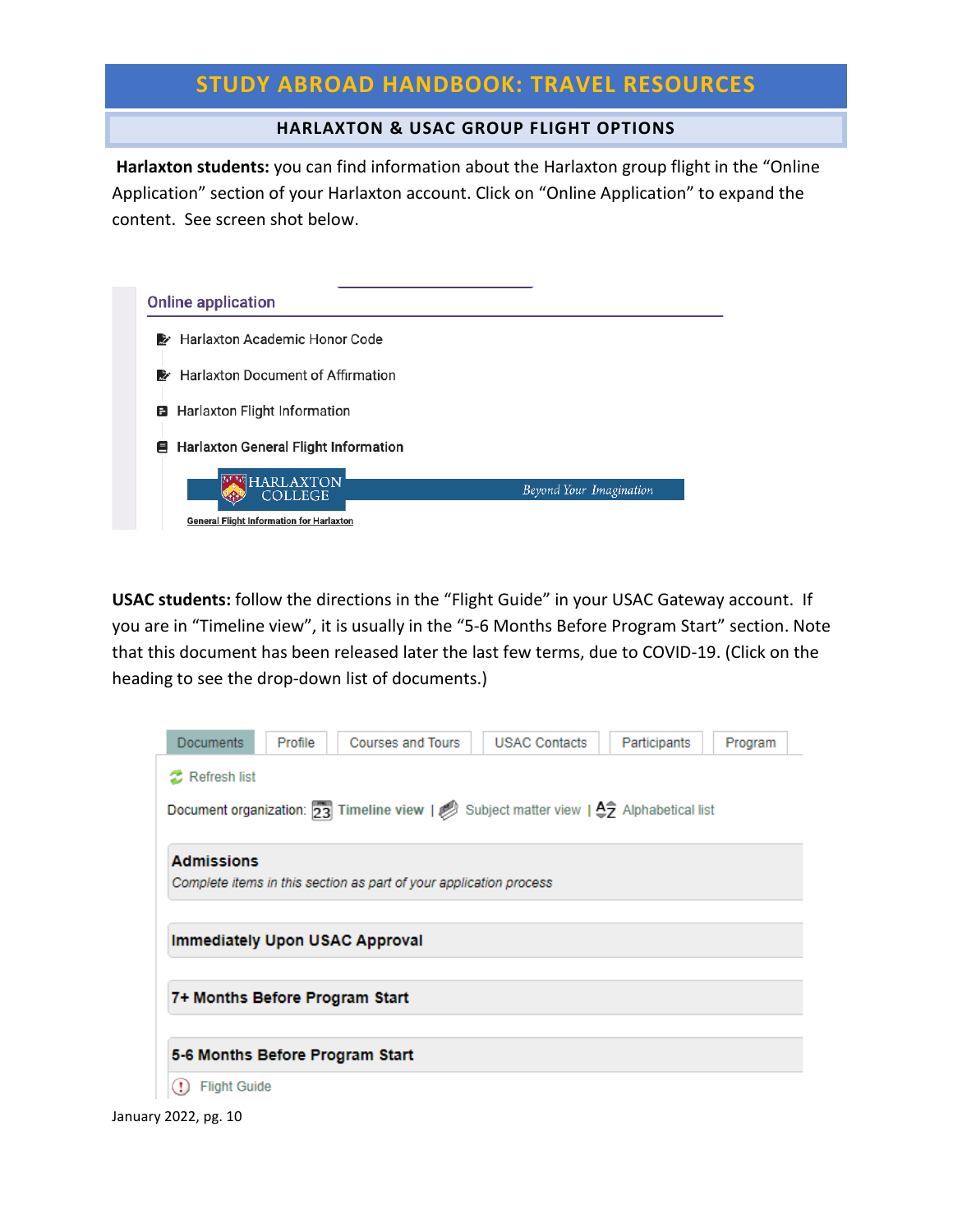# STUDY ABROAD HANDBOOK: TRAVEL RESOURCES

## HARLAXTON & USAC GROUP FLIGHT OPTIONS

**Harlaxton students:** you can find information about the Harlaxton group flight in the "Online Application" section of your Harlaxton account. Click on "Online Application" to expand the content. See screen shot below.

Online application

- Harlaxton Academic Honor Code
- Harlaxton Document of Affirmation
- Harlaxton Flight Information
- **Harlaxton General Flight Information**

HARLAXTON COLLEGE — *Beyond Your Imagination*

General Flight Information for Harlaxton

**USAC students:** follow the directions in the "Flight Guide" in your USAC Gateway account. If you are in "Timeline view", it is usually in the "5-6 Months Before Program Start" section. Note that this document has been released later the last few terms, due to COVID-19. (Click on the heading to see the drop-down list of documents.)

Documents | Profile | Courses and Tours | USAC Contacts | Participants | Program

Refresh list

Document organization: Timeline view | Subject matter view | Alphabetical list

**Admissions**
*Complete items in this section as part of your application process*

**Immediately Upon USAC Approval**

**7+ Months Before Program Start**

**5-6 Months Before Program Start**

Flight Guide

January 2022, pg. 10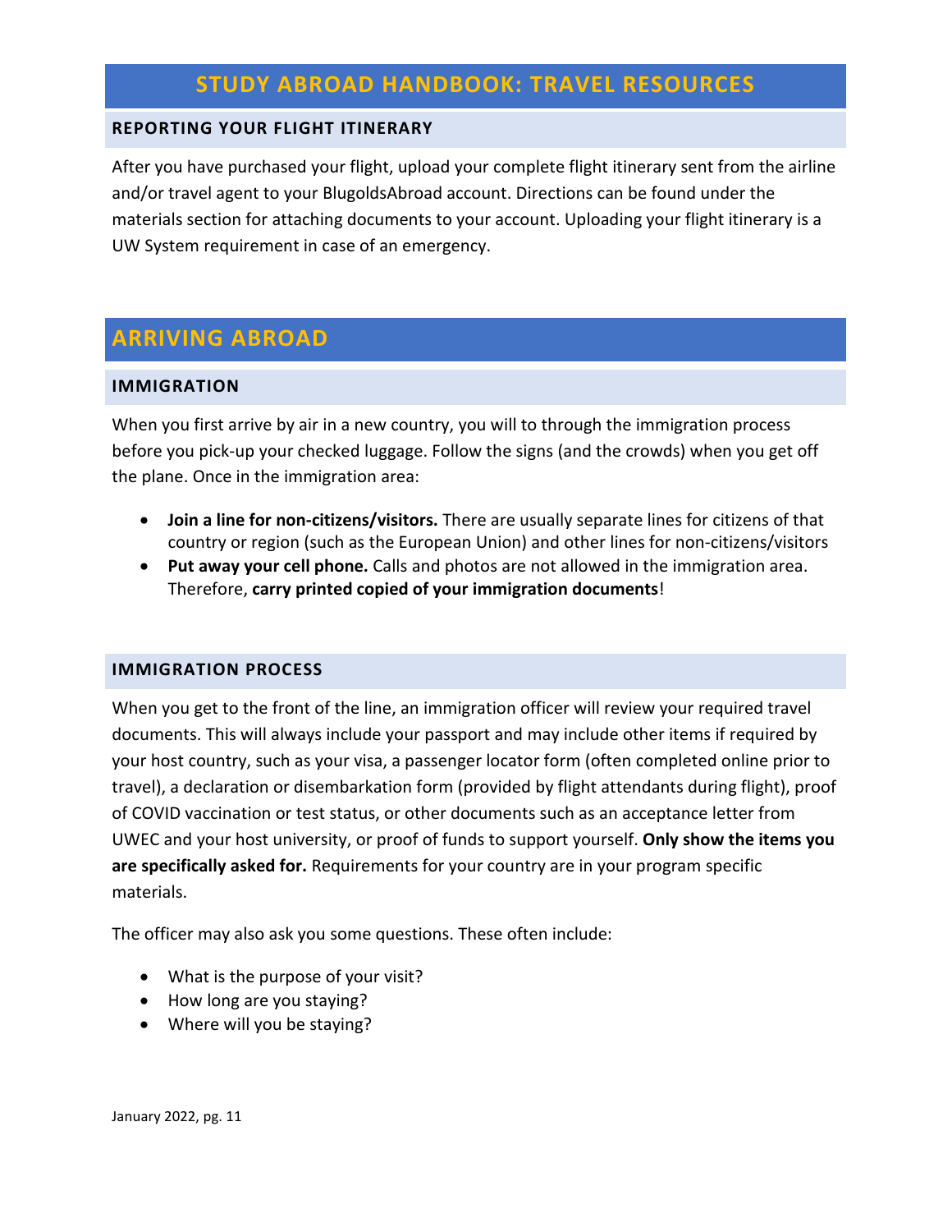# STUDY ABROAD HANDBOOK: TRAVEL RESOURCES

### REPORTING YOUR FLIGHT ITINERARY

After you have purchased your flight, upload your complete flight itinerary sent from the airline and/or travel agent to your BlugoldsAbroad account. Directions can be found under the materials section for attaching documents to your account. Uploading your flight itinerary is a UW System requirement in case of an emergency.

## ARRIVING ABROAD

### IMMIGRATION

When you first arrive by air in a new country, you will to through the immigration process before you pick-up your checked luggage. Follow the signs (and the crowds) when you get off the plane. Once in the immigration area:

- **Join a line for non-citizens/visitors.** There are usually separate lines for citizens of that country or region (such as the European Union) and other lines for non-citizens/visitors
- **Put away your cell phone.** Calls and photos are not allowed in the immigration area. Therefore, **carry printed copied of your immigration documents**!

### IMMIGRATION PROCESS

When you get to the front of the line, an immigration officer will review your required travel documents. This will always include your passport and may include other items if required by your host country, such as your visa, a passenger locator form (often completed online prior to travel), a declaration or disembarkation form (provided by flight attendants during flight), proof of COVID vaccination or test status, or other documents such as an acceptance letter from UWEC and your host university, or proof of funds to support yourself. **Only show the items you are specifically asked for.** Requirements for your country are in your program specific materials.

The officer may also ask you some questions. These often include:

- What is the purpose of your visit?
- How long are you staying?
- Where will you be staying?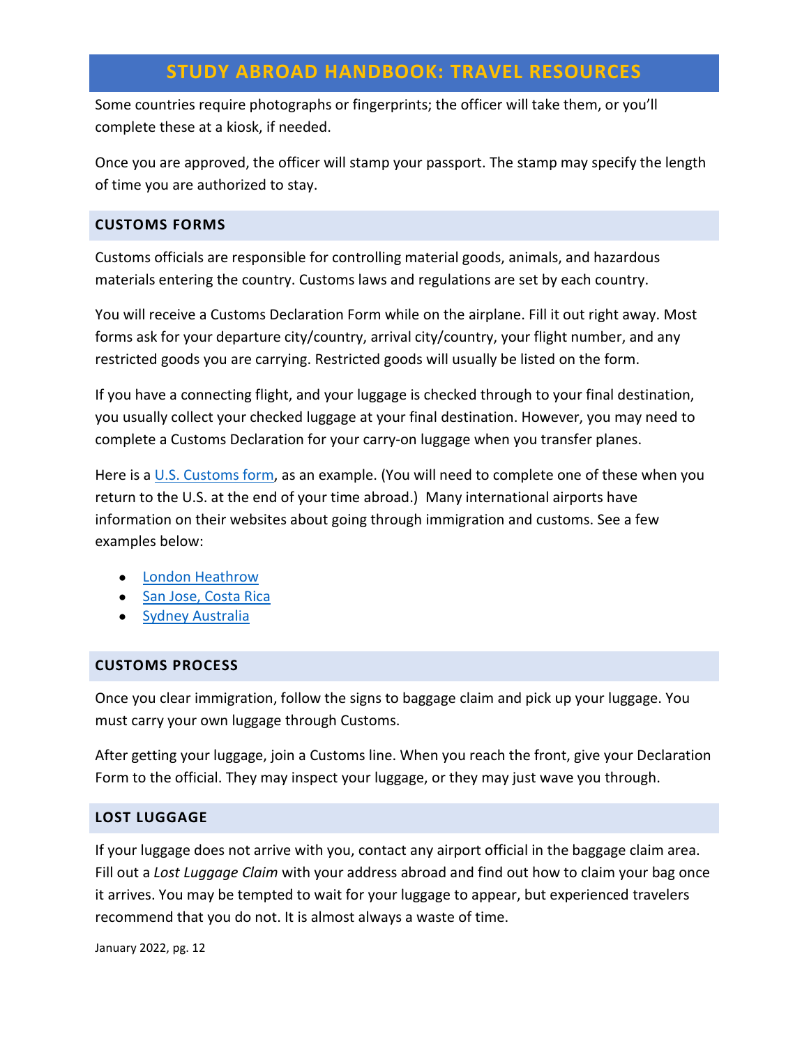Some countries require photographs or fingerprints; the officer will take them, or you'll complete these at a kiosk, if needed.

Once you are approved, the officer will stamp your passport. The stamp may specify the length of time you are authorized to stay.

## CUSTOMS FORMS

Customs officials are responsible for controlling material goods, animals, and hazardous materials entering the country. Customs laws and regulations are set by each country.

You will receive a Customs Declaration Form while on the airplane. Fill it out right away. Most forms ask for your departure city/country, arrival city/country, your flight number, and any restricted goods you are carrying. Restricted goods will usually be listed on the form.

If you have a connecting flight, and your luggage is checked through to your final destination, you usually collect your checked luggage at your final destination. However, you may need to complete a Customs Declaration for your carry-on luggage when you transfer planes.

Here is a U.S. Customs form, as an example. (You will need to complete one of these when you return to the U.S. at the end of your time abroad.) Many international airports have information on their websites about going through immigration and customs. See a few examples below:

- London Heathrow
- San Jose, Costa Rica
- Sydney Australia

## CUSTOMS PROCESS

Once you clear immigration, follow the signs to baggage claim and pick up your luggage. You must carry your own luggage through Customs.

After getting your luggage, join a Customs line. When you reach the front, give your Declaration Form to the official. They may inspect your luggage, or they may just wave you through.

## LOST LUGGAGE

If your luggage does not arrive with you, contact any airport official in the baggage claim area. Fill out a *Lost Luggage Claim* with your address abroad and find out how to claim your bag once it arrives. You may be tempted to wait for your luggage to appear, but experienced travelers recommend that you do not. It is almost always a waste of time.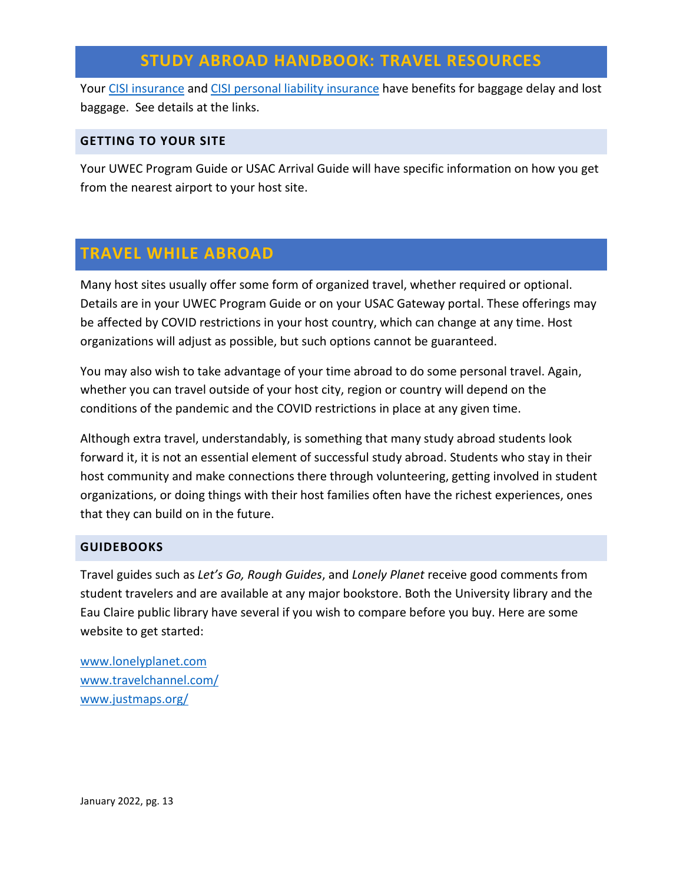# STUDY ABROAD HANDBOOK: TRAVEL RESOURCES

Your CISI insurance and CISI personal liability insurance have benefits for baggage delay and lost baggage. See details at the links.

## GETTING TO YOUR SITE

Your UWEC Program Guide or USAC Arrival Guide will have specific information on how you get from the nearest airport to your host site.

# TRAVEL WHILE ABROAD

Many host sites usually offer some form of organized travel, whether required or optional. Details are in your UWEC Program Guide or on your USAC Gateway portal. These offerings may be affected by COVID restrictions in your host country, which can change at any time. Host organizations will adjust as possible, but such options cannot be guaranteed.

You may also wish to take advantage of your time abroad to do some personal travel. Again, whether you can travel outside of your host city, region or country will depend on the conditions of the pandemic and the COVID restrictions in place at any given time.

Although extra travel, understandably, is something that many study abroad students look forward it, it is not an essential element of successful study abroad. Students who stay in their host community and make connections there through volunteering, getting involved in student organizations, or doing things with their host families often have the richest experiences, ones that they can build on in the future.

## GUIDEBOOKS

Travel guides such as *Let's Go, Rough Guides*, and *Lonely Planet* receive good comments from student travelers and are available at any major bookstore. Both the University library and the Eau Claire public library have several if you wish to compare before you buy. Here are some website to get started:

www.lonelyplanet.com
www.travelchannel.com/
www.justmaps.org/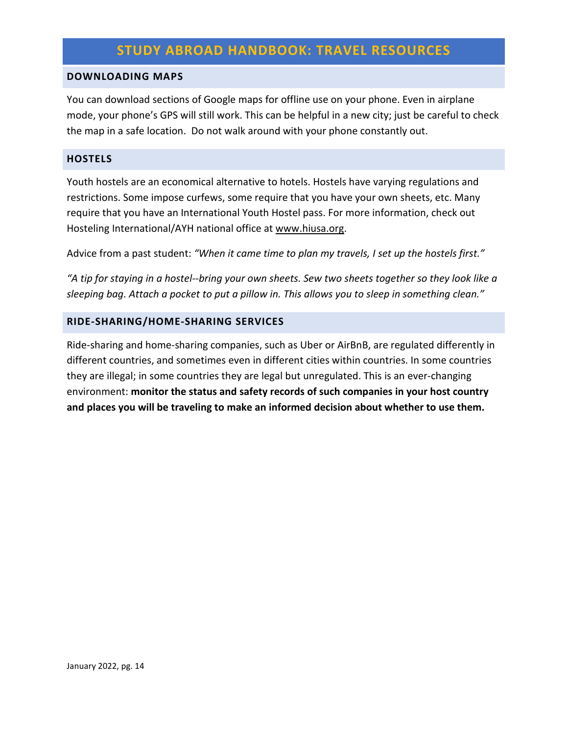# STUDY ABROAD HANDBOOK: TRAVEL RESOURCES

## DOWNLOADING MAPS

You can download sections of Google maps for offline use on your phone. Even in airplane mode, your phone's GPS will still work. This can be helpful in a new city; just be careful to check the map in a safe location. Do not walk around with your phone constantly out.

## HOSTELS

Youth hostels are an economical alternative to hotels. Hostels have varying regulations and restrictions. Some impose curfews, some require that you have your own sheets, etc. Many require that you have an International Youth Hostel pass. For more information, check out Hosteling International/AYH national office at www.hiusa.org.

Advice from a past student: *"When it came time to plan my travels, I set up the hostels first."*

*"A tip for staying in a hostel--bring your own sheets. Sew two sheets together so they look like a sleeping bag. Attach a pocket to put a pillow in. This allows you to sleep in something clean."*

## RIDE-SHARING/HOME-SHARING SERVICES

Ride-sharing and home-sharing companies, such as Uber or AirBnB, are regulated differently in different countries, and sometimes even in different cities within countries. In some countries they are illegal; in some countries they are legal but unregulated. This is an ever-changing environment: **monitor the status and safety records of such companies in your host country and places you will be traveling to make an informed decision about whether to use them.**